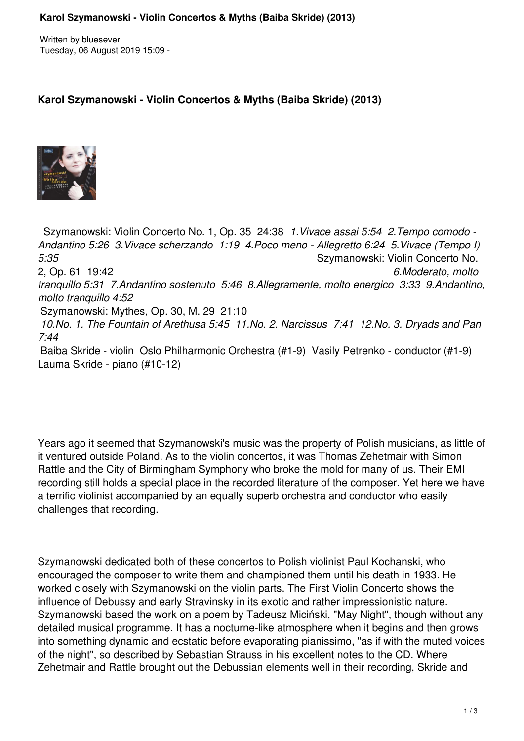Written by bluesever
Tuesday, 06 August 2019 15:09 -

## Karol Szymanowski - Violin Concertos & Myths (Baiba Skride) (2013)

Szymanowski: Violin Concerto No. 1, Op. 35 24:38 *1.Vivace assai 5:54 2.Tempo comodo - Andantino 5:26 3.Vivace scherzando 1:19 4.Poco meno - Allegretto 6:24 5.Vivace (Tempo I) 5:35* Szymanowski: Violin Concerto No. 2, Op. 61 19:42 *6.Moderato, molto tranquillo 5:31 7.Andantino sostenuto 5:46 8.Allegramente, molto energico 3:33 9.Andantino, molto tranquillo 4:52*
Szymanowski: Mythes, Op. 30, M. 29 21:10
*10.No. 1. The Fountain of Arethusa 5:45 11.No. 2. Narcissus 7:41 12.No. 3. Dryads and Pan 7:44*
Baiba Skride - violin Oslo Philharmonic Orchestra (#1-9) Vasily Petrenko - conductor (#1-9) Lauma Skride - piano (#10-12)

Years ago it seemed that Szymanowski's music was the property of Polish musicians, as little of it ventured outside Poland. As to the violin concertos, it was Thomas Zehetmair with Simon Rattle and the City of Birmingham Symphony who broke the mold for many of us. Their EMI recording still holds a special place in the recorded literature of the composer. Yet here we have a terrific violinist accompanied by an equally superb orchestra and conductor who easily challenges that recording.

Szymanowski dedicated both of these concertos to Polish violinist Paul Kochanski, who encouraged the composer to write them and championed them until his death in 1933. He worked closely with Szymanowski on the violin parts. The First Violin Concerto shows the influence of Debussy and early Stravinsky in its exotic and rather impressionistic nature. Szymanowski based the work on a poem by Tadeusz Miciński, "May Night", though without any detailed musical programme. It has a nocturne-like atmosphere when it begins and then grows into something dynamic and ecstatic before evaporating pianissimo, "as if with the muted voices of the night", so described by Sebastian Strauss in his excellent notes to the CD. Where Zehetmair and Rattle brought out the Debussian elements well in their recording, Skride and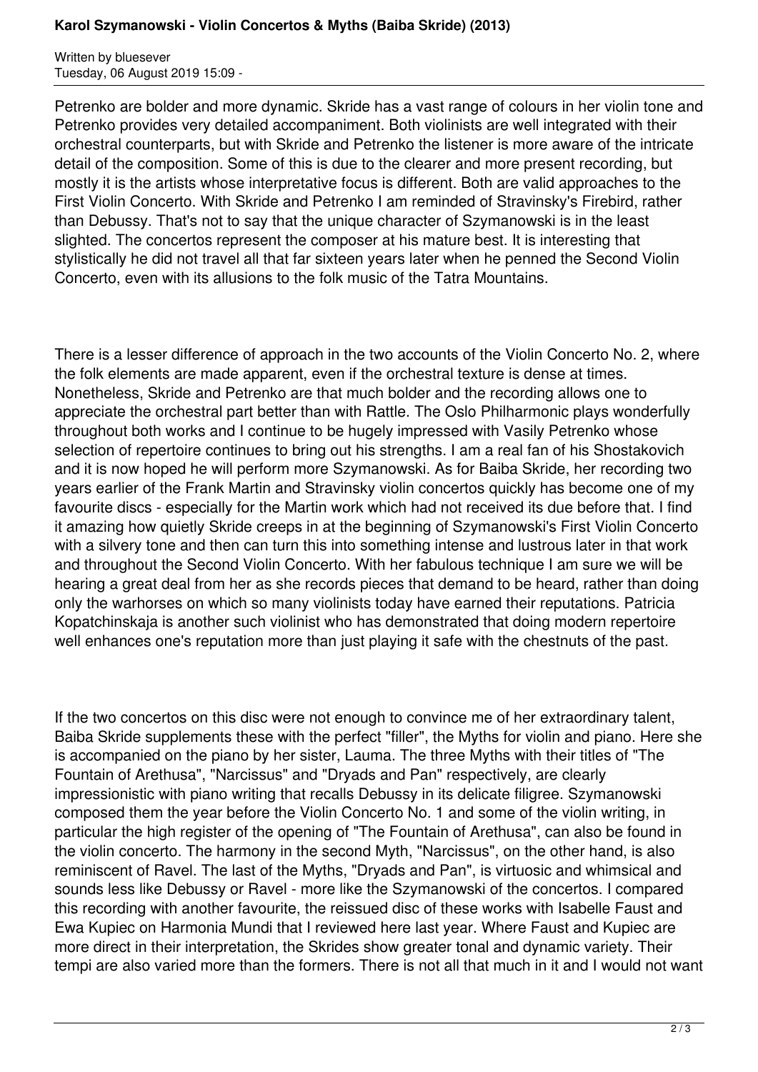Petrenko are bolder and more dynamic. Skride has a vast range of colours in her violin tone and Petrenko provides very detailed accompaniment. Both violinists are well integrated with their orchestral counterparts, but with Skride and Petrenko the listener is more aware of the intricate detail of the composition. Some of this is due to the clearer and more present recording, but mostly it is the artists whose interpretative focus is different. Both are valid approaches to the First Violin Concerto. With Skride and Petrenko I am reminded of Stravinsky's Firebird, rather than Debussy. That's not to say that the unique character of Szymanowski is in the least slighted. The concertos represent the composer at his mature best. It is interesting that stylistically he did not travel all that far sixteen years later when he penned the Second Violin Concerto, even with its allusions to the folk music of the Tatra Mountains.

There is a lesser difference of approach in the two accounts of the Violin Concerto No. 2, where the folk elements are made apparent, even if the orchestral texture is dense at times. Nonetheless, Skride and Petrenko are that much bolder and the recording allows one to appreciate the orchestral part better than with Rattle. The Oslo Philharmonic plays wonderfully throughout both works and I continue to be hugely impressed with Vasily Petrenko whose selection of repertoire continues to bring out his strengths. I am a real fan of his Shostakovich and it is now hoped he will perform more Szymanowski. As for Baiba Skride, her recording two years earlier of the Frank Martin and Stravinsky violin concertos quickly has become one of my favourite discs - especially for the Martin work which had not received its due before that. I find it amazing how quietly Skride creeps in at the beginning of Szymanowski's First Violin Concerto with a silvery tone and then can turn this into something intense and lustrous later in that work and throughout the Second Violin Concerto. With her fabulous technique I am sure we will be hearing a great deal from her as she records pieces that demand to be heard, rather than doing only the warhorses on which so many violinists today have earned their reputations. Patricia Kopatchinskaja is another such violinist who has demonstrated that doing modern repertoire well enhances one's reputation more than just playing it safe with the chestnuts of the past.

If the two concertos on this disc were not enough to convince me of her extraordinary talent, Baiba Skride supplements these with the perfect "filler", the Myths for violin and piano. Here she is accompanied on the piano by her sister, Lauma. The three Myths with their titles of "The Fountain of Arethusa", "Narcissus" and "Dryads and Pan" respectively, are clearly impressionistic with piano writing that recalls Debussy in its delicate filigree. Szymanowski composed them the year before the Violin Concerto No. 1 and some of the violin writing, in particular the high register of the opening of "The Fountain of Arethusa", can also be found in the violin concerto. The harmony in the second Myth, "Narcissus", on the other hand, is also reminiscent of Ravel. The last of the Myths, "Dryads and Pan", is virtuosic and whimsical and sounds less like Debussy or Ravel - more like the Szymanowski of the concertos. I compared this recording with another favourite, the reissued disc of these works with Isabelle Faust and Ewa Kupiec on Harmonia Mundi that I reviewed here last year. Where Faust and Kupiec are more direct in their interpretation, the Skrides show greater tonal and dynamic variety. Their tempi are also varied more than the formers. There is not all that much in it and I would not want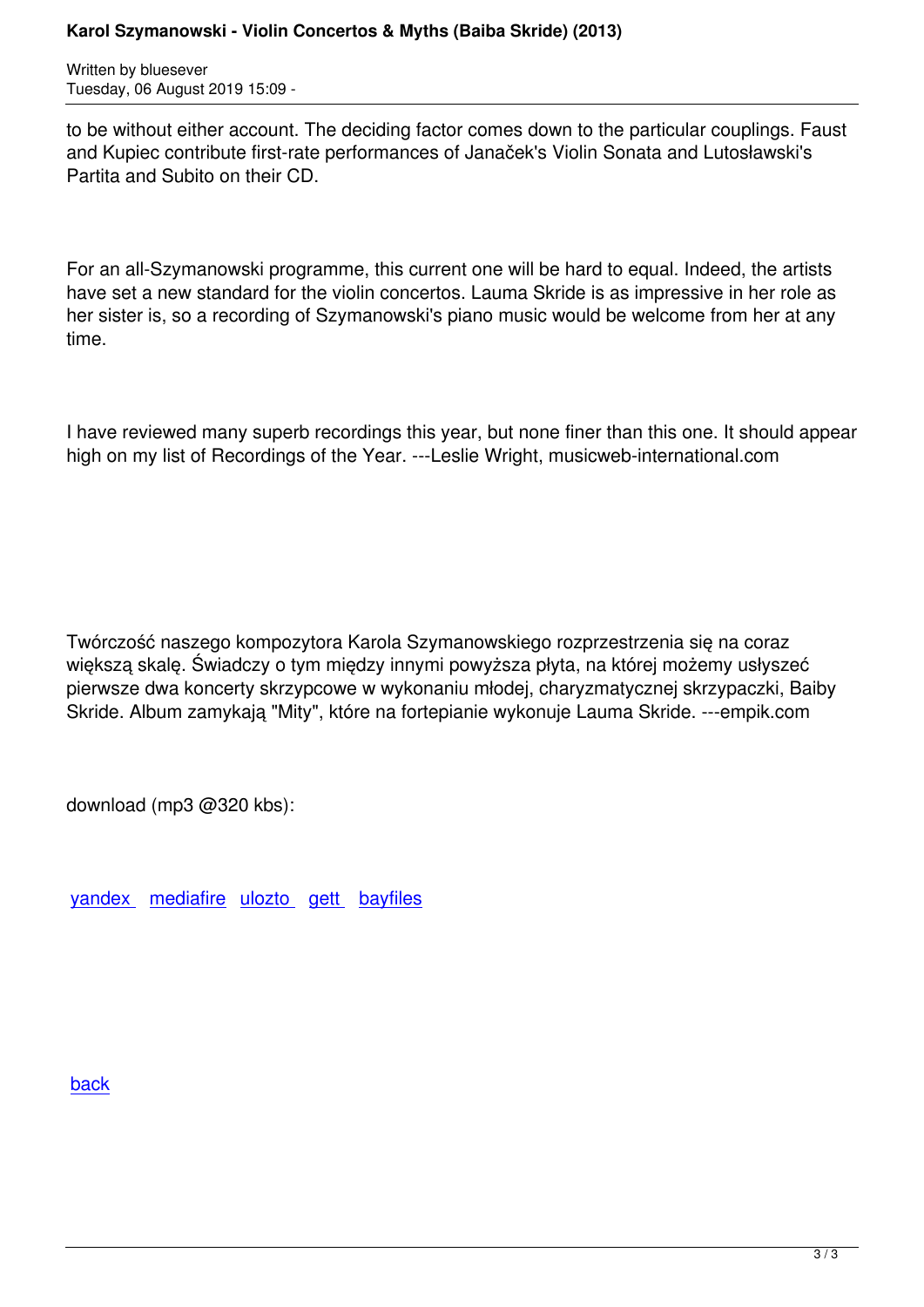to be without either account. The deciding factor comes down to the particular couplings. Faust and Kupiec contribute first-rate performances of Janaček's Violin Sonata and Lutosławski's Partita and Subito on their CD.

For an all-Szymanowski programme, this current one will be hard to equal. Indeed, the artists have set a new standard for the violin concertos. Lauma Skride is as impressive in her role as her sister is, so a recording of Szymanowski's piano music would be welcome from her at any time.

I have reviewed many superb recordings this year, but none finer than this one. It should appear high on my list of Recordings of the Year. ---Leslie Wright, musicweb-international.com

Twórczość naszego kompozytora Karola Szymanowskiego rozprzestrzenia się na coraz większą skalę. Świadczy o tym między innymi powyższa płyta, na której możemy usłyszeć pierwsze dwa koncerty skrzypcowe w wykonaniu młodej, charyzmatycznej skrzypaczki, Baiby Skride. Album zamykają "Mity", które na fortepianie wykonuje Lauma Skride. ---empik.com

download (mp3 @320 kbs):

yandex mediafire ulozto gett bayfiles

back